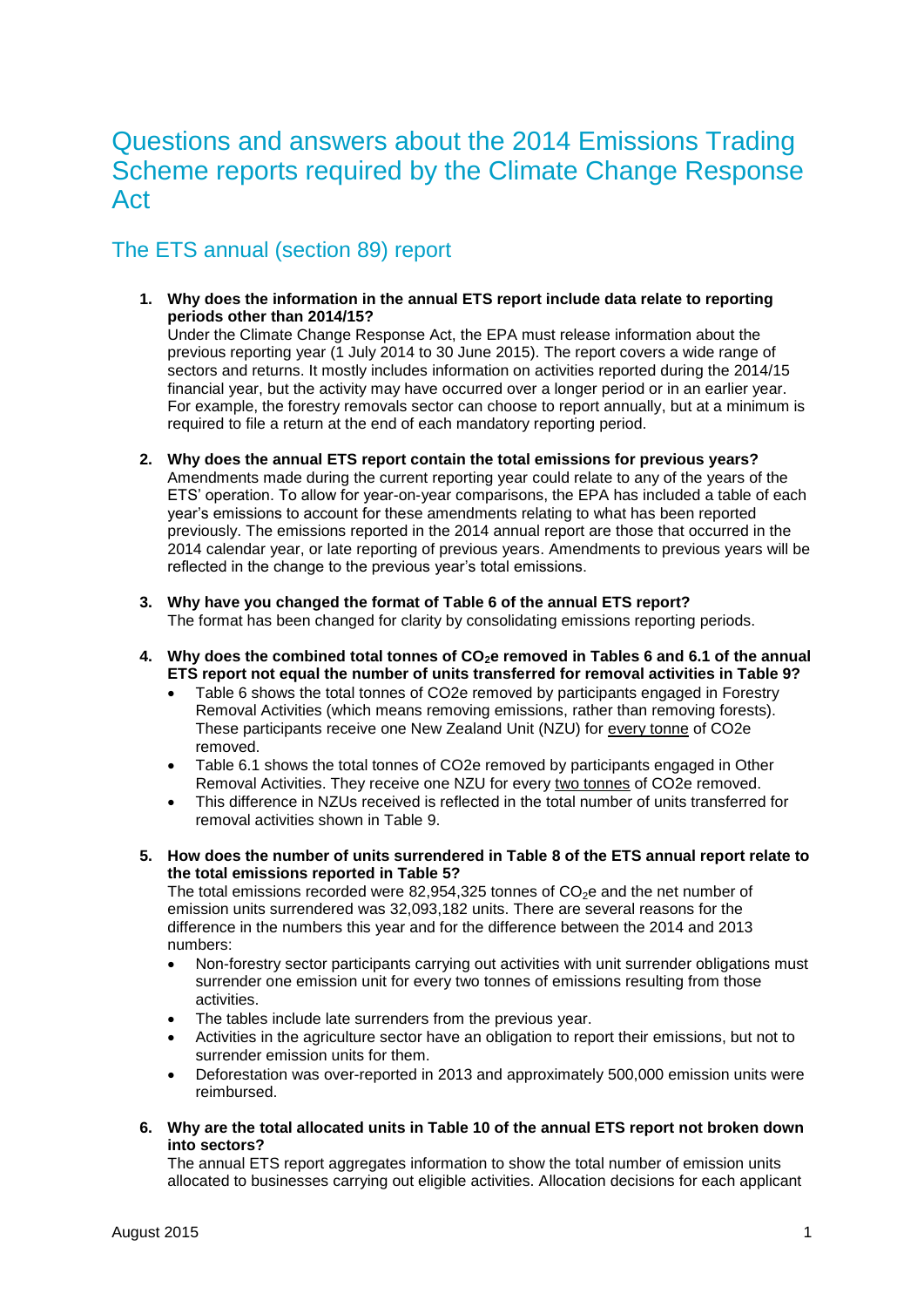# Questions and answers about the 2014 Emissions Trading Scheme reports required by the Climate Change Response Act

## The ETS annual (section 89) report

1. **Why does the information in the annual ETS report include data relate to reporting periods other than 2014/15?**
   Under the Climate Change Response Act, the EPA must release information about the previous reporting year (1 July 2014 to 30 June 2015). The report covers a wide range of sectors and returns. It mostly includes information on activities reported during the 2014/15 financial year, but the activity may have occurred over a longer period or in an earlier year. For example, the forestry removals sector can choose to report annually, but at a minimum is required to file a return at the end of each mandatory reporting period.

2. **Why does the annual ETS report contain the total emissions for previous years?**
   Amendments made during the current reporting year could relate to any of the years of the ETS' operation. To allow for year-on-year comparisons, the EPA has included a table of each year's emissions to account for these amendments relating to what has been reported previously. The emissions reported in the 2014 annual report are those that occurred in the 2014 calendar year, or late reporting of previous years. Amendments to previous years will be reflected in the change to the previous year's total emissions.

3. **Why have you changed the format of Table 6 of the annual ETS report?**
   The format has been changed for clarity by consolidating emissions reporting periods.

4. **Why does the combined total tonnes of $CO_2e$ removed in Tables 6 and 6.1 of the annual ETS report not equal the number of units transferred for removal activities in Table 9?**
   - Table 6 shows the total tonnes of CO2e removed by participants engaged in Forestry Removal Activities (which means removing emissions, rather than removing forests). These participants receive one New Zealand Unit (NZU) for every tonne of CO2e removed.
   - Table 6.1 shows the total tonnes of CO2e removed by participants engaged in Other Removal Activities. They receive one NZU for every two tonnes of CO2e removed.
   - This difference in NZUs received is reflected in the total number of units transferred for removal activities shown in Table 9.

5. **How does the number of units surrendered in Table 8 of the ETS annual report relate to the total emissions reported in Table 5?**
   The total emissions recorded were 82,954,325 tonnes of $CO_2e$ and the net number of emission units surrendered was 32,093,182 units. There are several reasons for the difference in the numbers this year and for the difference between the 2014 and 2013 numbers:
   - Non-forestry sector participants carrying out activities with unit surrender obligations must surrender one emission unit for every two tonnes of emissions resulting from those activities.
   - The tables include late surrenders from the previous year.
   - Activities in the agriculture sector have an obligation to report their emissions, but not to surrender emission units for them.
   - Deforestation was over-reported in 2013 and approximately 500,000 emission units were reimbursed.

6. **Why are the total allocated units in Table 10 of the annual ETS report not broken down into sectors?**
   The annual ETS report aggregates information to show the total number of emission units allocated to businesses carrying out eligible activities. Allocation decisions for each applicant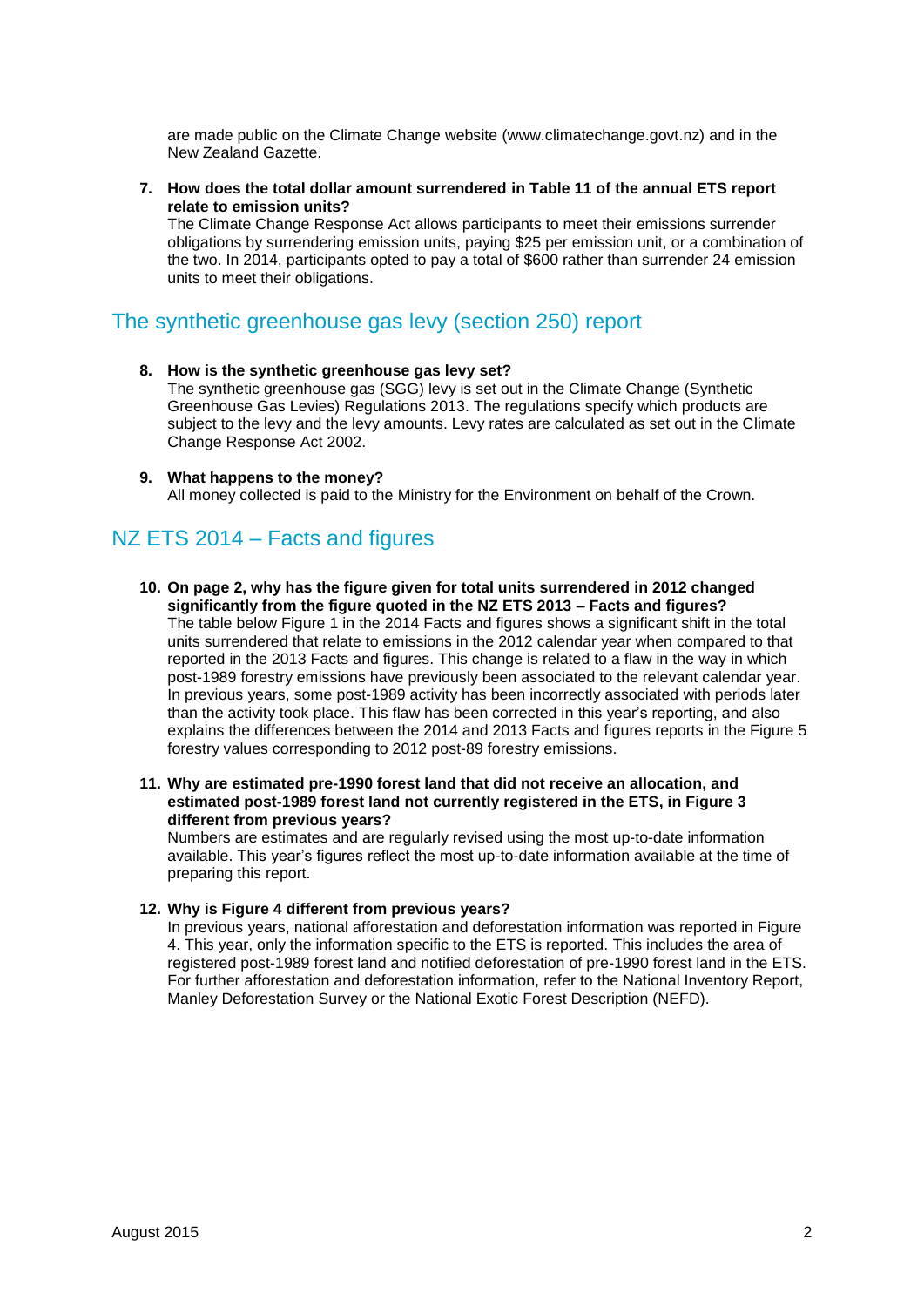are made public on the Climate Change website (www.climatechange.govt.nz) and in the New Zealand Gazette.

7. **How does the total dollar amount surrendered in Table 11 of the annual ETS report relate to emission units?**
   The Climate Change Response Act allows participants to meet their emissions surrender obligations by surrendering emission units, paying $25 per emission unit, or a combination of the two. In 2014, participants opted to pay a total of $600 rather than surrender 24 emission units to meet their obligations.

## The synthetic greenhouse gas levy (section 250) report

8. **How is the synthetic greenhouse gas levy set?**
   The synthetic greenhouse gas (SGG) levy is set out in the Climate Change (Synthetic Greenhouse Gas Levies) Regulations 2013. The regulations specify which products are subject to the levy and the levy amounts. Levy rates are calculated as set out in the Climate Change Response Act 2002.

9. **What happens to the money?**
   All money collected is paid to the Ministry for the Environment on behalf of the Crown.

## NZ ETS 2014 – Facts and figures

10. **On page 2, why has the figure given for total units surrendered in 2012 changed significantly from the figure quoted in the NZ ETS 2013 – Facts and figures?**
    The table below Figure 1 in the 2014 Facts and figures shows a significant shift in the total units surrendered that relate to emissions in the 2012 calendar year when compared to that reported in the 2013 Facts and figures. This change is related to a flaw in the way in which post-1989 forestry emissions have previously been associated to the relevant calendar year. In previous years, some post-1989 activity has been incorrectly associated with periods later than the activity took place. This flaw has been corrected in this year's reporting, and also explains the differences between the 2014 and 2013 Facts and figures reports in the Figure 5 forestry values corresponding to 2012 post-89 forestry emissions.

11. **Why are estimated pre-1990 forest land that did not receive an allocation, and estimated post-1989 forest land not currently registered in the ETS, in Figure 3 different from previous years?**
    Numbers are estimates and are regularly revised using the most up-to-date information available. This year's figures reflect the most up-to-date information available at the time of preparing this report.

12. **Why is Figure 4 different from previous years?**
    In previous years, national afforestation and deforestation information was reported in Figure 4. This year, only the information specific to the ETS is reported. This includes the area of registered post-1989 forest land and notified deforestation of pre-1990 forest land in the ETS. For further afforestation and deforestation information, refer to the National Inventory Report, Manley Deforestation Survey or the National Exotic Forest Description (NEFD).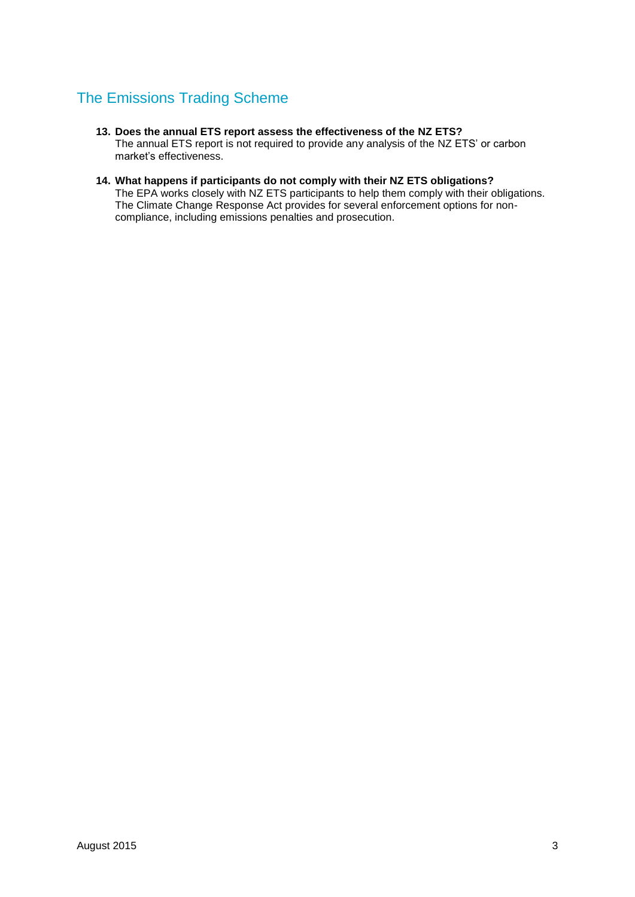## The Emissions Trading Scheme

13. **Does the annual ETS report assess the effectiveness of the NZ ETS?**
    The annual ETS report is not required to provide any analysis of the NZ ETS' or carbon market's effectiveness.

14. **What happens if participants do not comply with their NZ ETS obligations?**
    The EPA works closely with NZ ETS participants to help them comply with their obligations. The Climate Change Response Act provides for several enforcement options for non-compliance, including emissions penalties and prosecution.